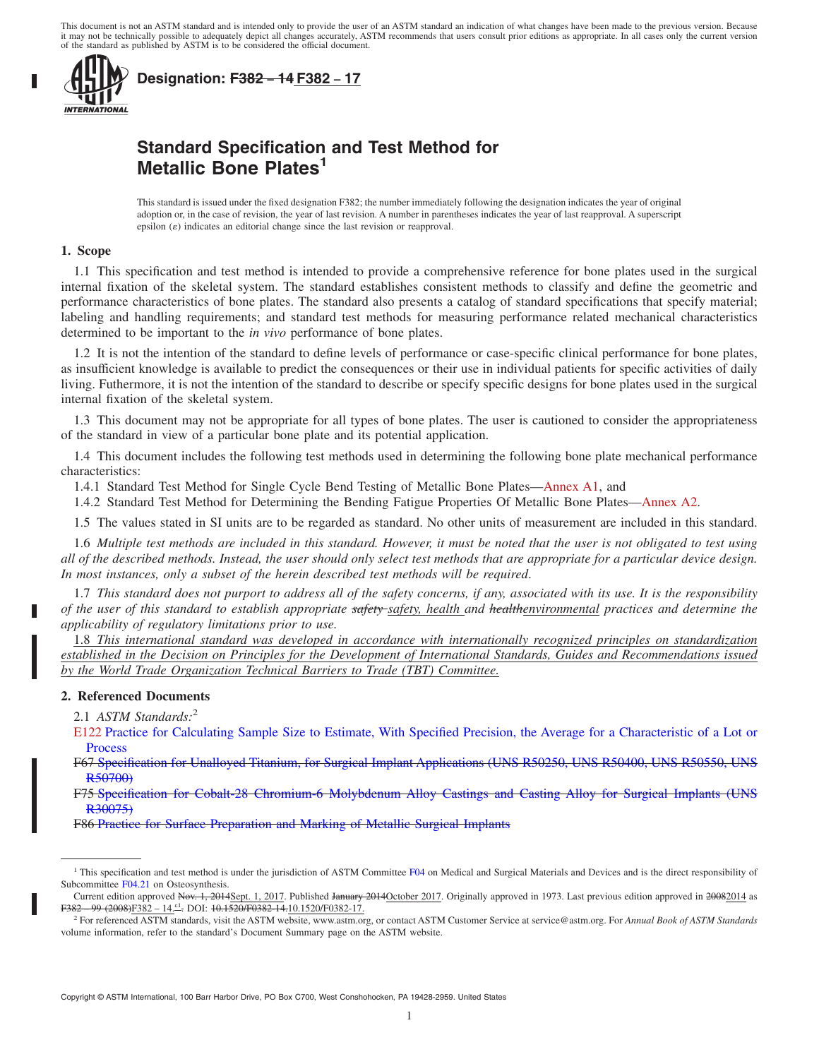This document is not an ASTM standard and is intended only to provide the user of an ASTM standard an indication of what changes have been made to the previous version. Because it may not be technically possible to adequately depict all changes accurately, ASTM recommends that users consult prior editions as appropriate. In all cases only the current version of the standard as published by ASTM is to be considered the official document.

**Designation: ~~F382 – 14~~ F382 – 17**

# Standard Specification and Test Method for Metallic Bone Plates[1]

This standard is issued under the fixed designation F382; the number immediately following the designation indicates the year of original adoption or, in the case of revision, the year of last revision. A number in parentheses indicates the year of last reapproval. A superscript epsilon (ε) indicates an editorial change since the last revision or reapproval.

## 1. Scope

1.1 This specification and test method is intended to provide a comprehensive reference for bone plates used in the surgical internal fixation of the skeletal system. The standard establishes consistent methods to classify and define the geometric and performance characteristics of bone plates. The standard also presents a catalog of standard specifications that specify material; labeling and handling requirements; and standard test methods for measuring performance related mechanical characteristics determined to be important to the *in vivo* performance of bone plates.

1.2 It is not the intention of the standard to define levels of performance or case-specific clinical performance for bone plates, as insufficient knowledge is available to predict the consequences or their use in individual patients for specific activities of daily living. Futhermore, it is not the intention of the standard to describe or specify specific designs for bone plates used in the surgical internal fixation of the skeletal system.

1.3 This document may not be appropriate for all types of bone plates. The user is cautioned to consider the appropriateness of the standard in view of a particular bone plate and its potential application.

1.4 This document includes the following test methods used in determining the following bone plate mechanical performance characteristics:

1.4.1 Standard Test Method for Single Cycle Bend Testing of Metallic Bone Plates—Annex A1, and

1.4.2 Standard Test Method for Determining the Bending Fatigue Properties Of Metallic Bone Plates—Annex A2.

1.5 The values stated in SI units are to be regarded as standard. No other units of measurement are included in this standard.

1.6 *Multiple test methods are included in this standard. However, it must be noted that the user is not obligated to test using all of the described methods. Instead, the user should only select test methods that are appropriate for a particular device design. In most instances, only a subset of the herein described test methods will be required.*

1.7 *This standard does not purport to address all of the safety concerns, if any, associated with its use. It is the responsibility of the user of this standard to establish appropriate ~~safety~~ safety, health and ~~health~~environmental practices and determine the applicability of regulatory limitations prior to use.*

1.8 *This international standard was developed in accordance with internationally recognized principles on standardization established in the Decision on Principles for the Development of International Standards, Guides and Recommendations issued by the World Trade Organization Technical Barriers to Trade (TBT) Committee.*

## 2. Referenced Documents

2.1 *ASTM Standards:*[2]

E122 Practice for Calculating Sample Size to Estimate, With Specified Precision, the Average for a Characteristic of a Lot or Process

~~F67 Specification for Unalloyed Titanium, for Surgical Implant Applications (UNS R50250, UNS R50400, UNS R50550, UNS R50700)~~

~~F75 Specification for Cobalt-28 Chromium-6 Molybdenum Alloy Castings and Casting Alloy for Surgical Implants (UNS R30075)~~

~~F86 Practice for Surface Preparation and Marking of Metallic Surgical Implants~~

---

[1] This specification and test method is under the jurisdiction of ASTM Committee F04 on Medical and Surgical Materials and Devices and is the direct responsibility of Subcommittee F04.21 on Osteosynthesis.

Current edition approved ~~Nov. 1, 2014~~Sept. 1, 2017. Published ~~January 2014~~October 2017. Originally approved in 1973. Last previous edition approved in ~~2008~~2014 as ~~F382 – 99 (2008)~~F382 – 14.~~ε1~~. DOI: ~~10.1520/F0382-14.~~10.1520/F0382-17.

[2] For referenced ASTM standards, visit the ASTM website, www.astm.org, or contact ASTM Customer Service at service@astm.org. For *Annual Book of ASTM Standards* volume information, refer to the standard's Document Summary page on the ASTM website.

Copyright © ASTM International, 100 Barr Harbor Drive, PO Box C700, West Conshohocken, PA 19428-2959. United States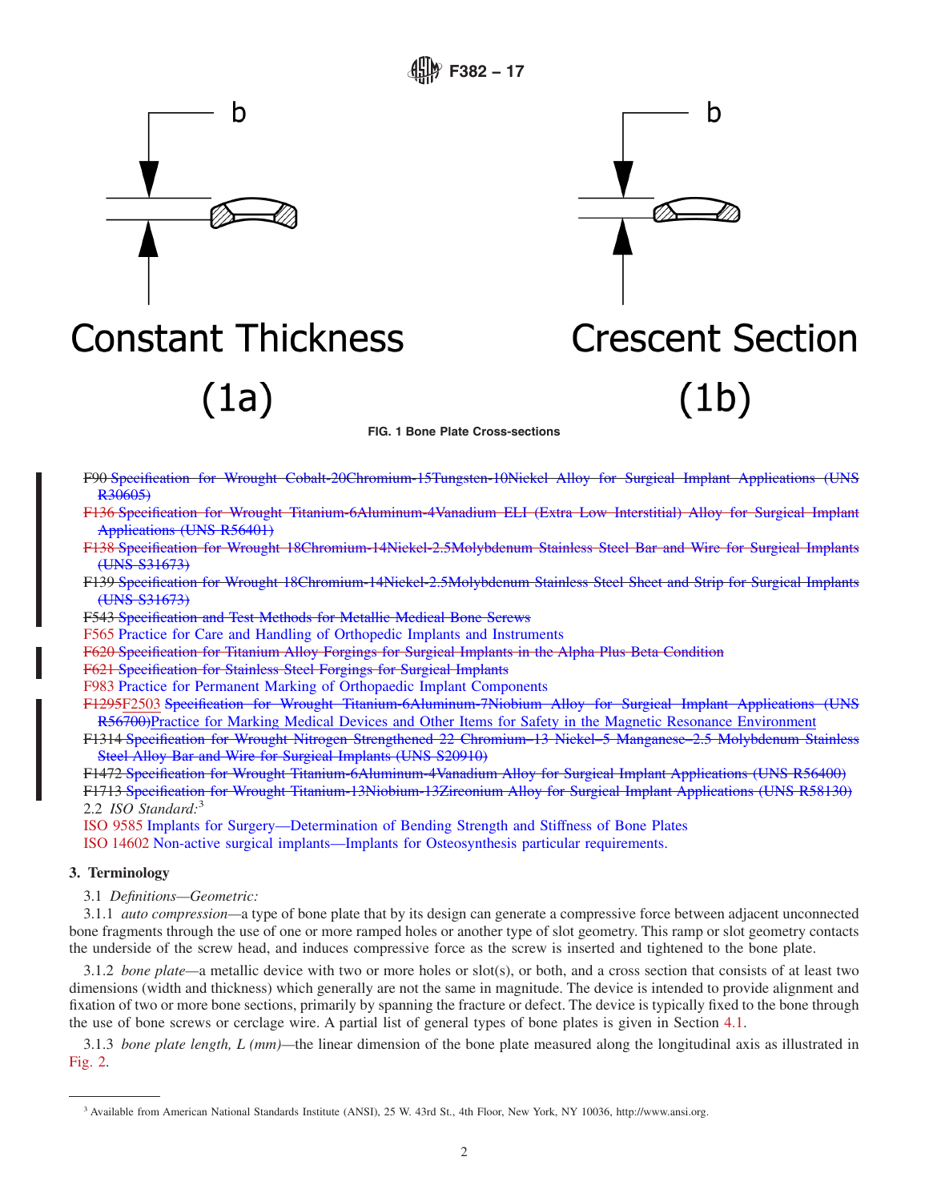b

b

Constant Thickness

(1a)

Crescent Section

(1b)

**FIG. 1 Bone Plate Cross-sections**

~~F90 Specification for Wrought Cobalt-20Chromium-15Tungsten-10Nickel Alloy for Surgical Implant Applications (UNS R30605)~~

~~F136 Specification for Wrought Titanium-6Aluminum-4Vanadium ELI (Extra Low Interstitial) Alloy for Surgical Implant Applications (UNS R56401)~~

~~F138 Specification for Wrought 18Chromium-14Nickel-2.5Molybdenum Stainless Steel Bar and Wire for Surgical Implants (UNS S31673)~~

~~F139 Specification for Wrought 18Chromium-14Nickel-2.5Molybdenum Stainless Steel Sheet and Strip for Surgical Implants (UNS S31673)~~

~~F543 Specification and Test Methods for Metallic Medical Bone Screws~~

F565 Practice for Care and Handling of Orthopedic Implants and Instruments

~~F620 Specification for Titanium Alloy Forgings for Surgical Implants in the Alpha Plus Beta Condition~~

~~F621 Specification for Stainless Steel Forgings for Surgical Implants~~

F983 Practice for Permanent Marking of Orthopaedic Implant Components

~~F1295~~F2503 ~~Specification for Wrought Titanium-6Aluminum-7Niobium Alloy for Surgical Implant Applications (UNS R56700)~~Practice for Marking Medical Devices and Other Items for Safety in the Magnetic Resonance Environment

~~F1314 Specification for Wrought Nitrogen Strengthened 22 Chromium–13 Nickel–5 Manganese–2.5 Molybdenum Stainless Steel Alloy Bar and Wire for Surgical Implants (UNS S20910)~~

~~F1472 Specification for Wrought Titanium-6Aluminum-4Vanadium Alloy for Surgical Implant Applications (UNS R56400)~~

~~F1713 Specification for Wrought Titanium-13Niobium-13Zirconium Alloy for Surgical Implant Applications (UNS R58130)~~

2.2 *ISO Standard:*[3]

ISO 9585 Implants for Surgery—Determination of Bending Strength and Stiffness of Bone Plates

ISO 14602 Non-active surgical implants—Implants for Osteosynthesis particular requirements.

## 3. Terminology

3.1 *Definitions—Geometric:*

3.1.1 *auto compression*—a type of bone plate that by its design can generate a compressive force between adjacent unconnected bone fragments through the use of one or more ramped holes or another type of slot geometry. This ramp or slot geometry contacts the underside of the screw head, and induces compressive force as the screw is inserted and tightened to the bone plate.

3.1.2 *bone plate*—a metallic device with two or more holes or slot(s), or both, and a cross section that consists of at least two dimensions (width and thickness) which generally are not the same in magnitude. The device is intended to provide alignment and fixation of two or more bone sections, primarily by spanning the fracture or defect. The device is typically fixed to the bone through the use of bone screws or cerclage wire. A partial list of general types of bone plates is given in Section 4.1.

3.1.3 *bone plate length, L (mm)*—the linear dimension of the bone plate measured along the longitudinal axis as illustrated in Fig. 2.

---

[3] Available from American National Standards Institute (ANSI), 25 W. 43rd St., 4th Floor, New York, NY 10036, http://www.ansi.org.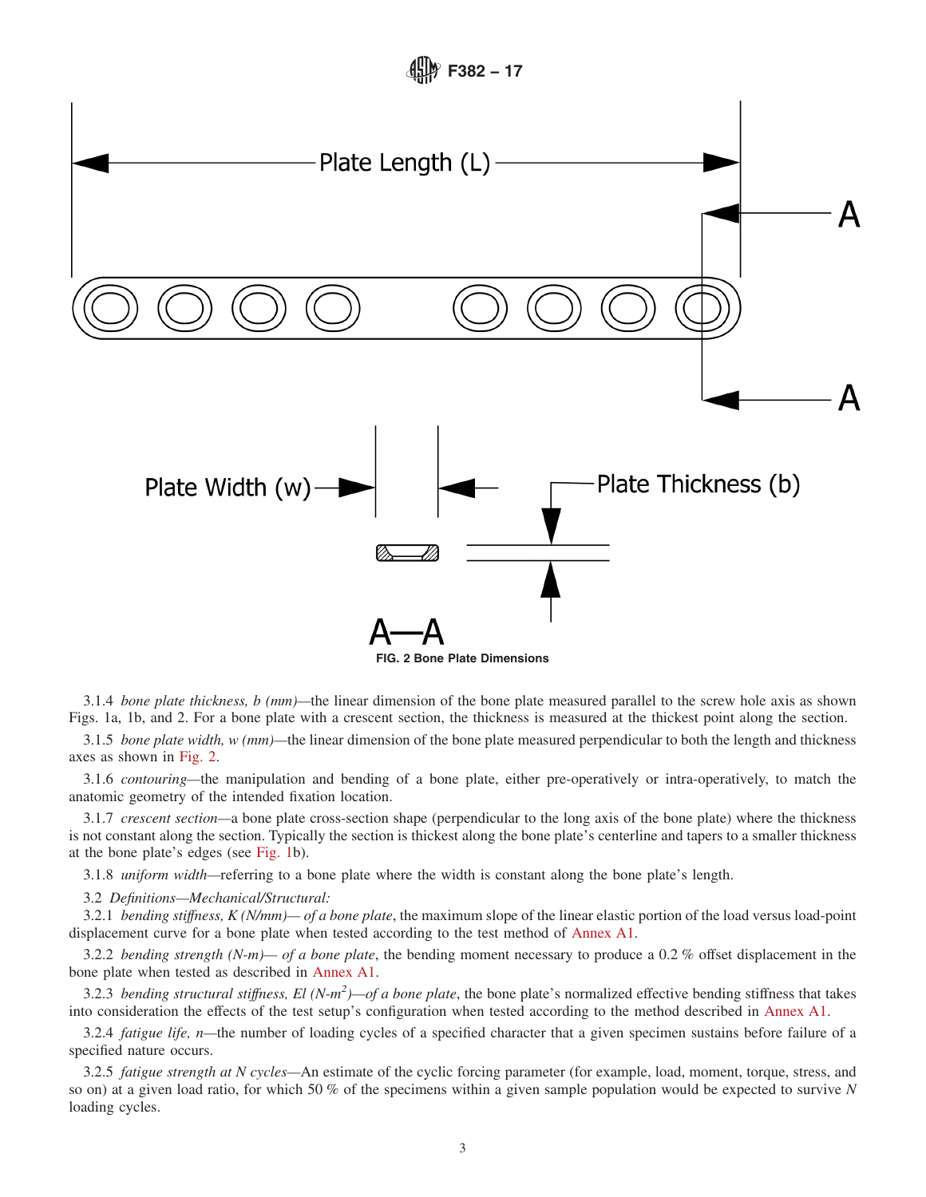FIG. 2 Bone Plate Dimensions

3.1.4 *bone plate thickness, b (mm)*—the linear dimension of the bone plate measured parallel to the screw hole axis as shown Figs. 1a, 1b, and 2. For a bone plate with a crescent section, the thickness is measured at the thickest point along the section.

3.1.5 *bone plate width, w (mm)*—the linear dimension of the bone plate measured perpendicular to both the length and thickness axes as shown in Fig. 2.

3.1.6 *contouring*—the manipulation and bending of a bone plate, either pre-operatively or intra-operatively, to match the anatomic geometry of the intended fixation location.

3.1.7 *crescent section*—a bone plate cross-section shape (perpendicular to the long axis of the bone plate) where the thickness is not constant along the section. Typically the section is thickest along the bone plate's centerline and tapers to a smaller thickness at the bone plate's edges (see Fig. 1b).

3.1.8 *uniform width*—referring to a bone plate where the width is constant along the bone plate's length.

3.2 *Definitions—Mechanical/Structural:*

3.2.1 *bending stiffness, K (N/mm)— of a bone plate*, the maximum slope of the linear elastic portion of the load versus load-point displacement curve for a bone plate when tested according to the test method of Annex A1.

3.2.2 *bending strength (N-m)— of a bone plate*, the bending moment necessary to produce a 0.2 % offset displacement in the bone plate when tested as described in Annex A1.

3.2.3 *bending structural stiffness, EI (N-m$^2$)—of a bone plate*, the bone plate's normalized effective bending stiffness that takes into consideration the effects of the test setup's configuration when tested according to the method described in Annex A1.

3.2.4 *fatigue life, n*—the number of loading cycles of a specified character that a given specimen sustains before failure of a specified nature occurs.

3.2.5 *fatigue strength at N cycles*—An estimate of the cyclic forcing parameter (for example, load, moment, torque, stress, and so on) at a given load ratio, for which 50 % of the specimens within a given sample population would be expected to survive *N* loading cycles.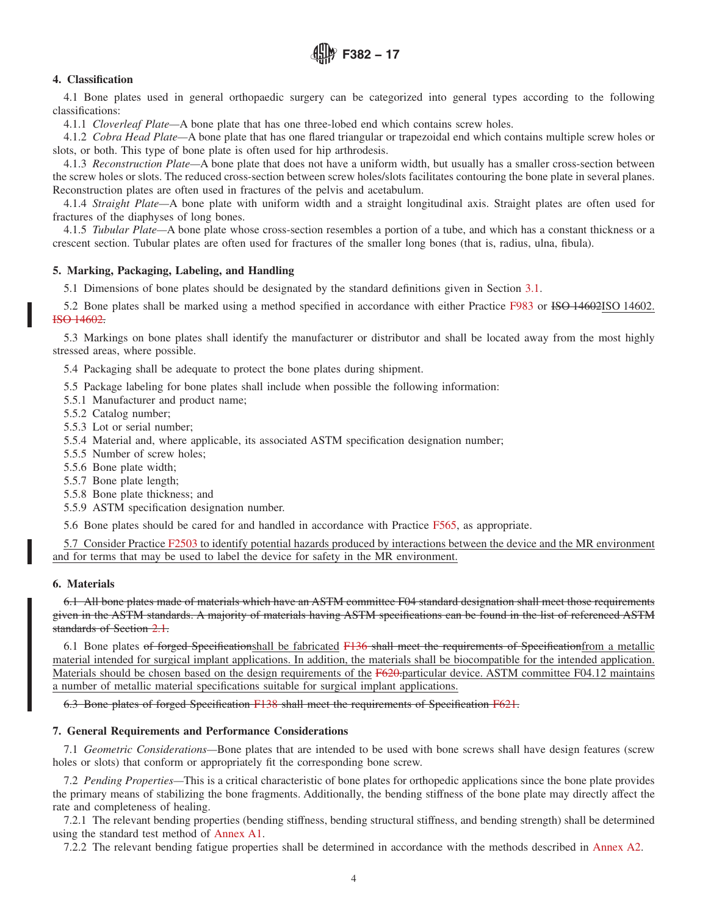## 4. Classification

4.1 Bone plates used in general orthopaedic surgery can be categorized into general types according to the following classifications:

4.1.1 *Cloverleaf Plate*—A bone plate that has one three-lobed end which contains screw holes.

4.1.2 *Cobra Head Plate*—A bone plate that has one flared triangular or trapezoidal end which contains multiple screw holes or slots, or both. This type of bone plate is often used for hip arthrodesis.

4.1.3 *Reconstruction Plate*—A bone plate that does not have a uniform width, but usually has a smaller cross-section between the screw holes or slots. The reduced cross-section between screw holes/slots facilitates contouring the bone plate in several planes. Reconstruction plates are often used in fractures of the pelvis and acetabulum.

4.1.4 *Straight Plate*—A bone plate with uniform width and a straight longitudinal axis. Straight plates are often used for fractures of the diaphyses of long bones.

4.1.5 *Tubular Plate*—A bone plate whose cross-section resembles a portion of a tube, and which has a constant thickness or a crescent section. Tubular plates are often used for fractures of the smaller long bones (that is, radius, ulna, fibula).

## 5. Marking, Packaging, Labeling, and Handling

5.1 Dimensions of bone plates should be designated by the standard definitions given in Section 3.1.

5.2 Bone plates shall be marked using a method specified in accordance with either Practice F983 or ~~ISO 14602~~ISO 14602. ~~ISO 14602.~~

5.3 Markings on bone plates shall identify the manufacturer or distributor and shall be located away from the most highly stressed areas, where possible.

5.4 Packaging shall be adequate to protect the bone plates during shipment.

5.5 Package labeling for bone plates shall include when possible the following information:

5.5.1 Manufacturer and product name;

5.5.2 Catalog number;

5.5.3 Lot or serial number;

5.5.4 Material and, where applicable, its associated ASTM specification designation number;

5.5.5 Number of screw holes;

5.5.6 Bone plate width;

5.5.7 Bone plate length;

5.5.8 Bone plate thickness; and

5.5.9 ASTM specification designation number.

5.6 Bone plates should be cared for and handled in accordance with Practice F565, as appropriate.

5.7 Consider Practice F2503 to identify potential hazards produced by interactions between the device and the MR environment and for terms that may be used to label the device for safety in the MR environment.

## 6. Materials

~~6.1 All bone plates made of materials which have an ASTM committee F04 standard designation shall meet those requirements given in the ASTM standards. A majority of materials having ASTM specifications can be found in the list of referenced ASTM standards of Section 2.1.~~

6.1 Bone plates ~~of forged Specification~~shall be fabricated ~~F136 shall meet the requirements of Specification~~from a metallic material intended for surgical implant applications. In addition, the materials shall be biocompatible for the intended application. Materials should be chosen based on the design requirements of the ~~F620.~~particular device. ASTM committee F04.12 maintains a number of metallic material specifications suitable for surgical implant applications.

~~6.3 Bone plates of forged Specification F138 shall meet the requirements of Specification F621.~~

## 7. General Requirements and Performance Considerations

7.1 *Geometric Considerations*—Bone plates that are intended to be used with bone screws shall have design features (screw holes or slots) that conform or appropriately fit the corresponding bone screw.

7.2 *Pending Properties*—This is a critical characteristic of bone plates for orthopedic applications since the bone plate provides the primary means of stabilizing the bone fragments. Additionally, the bending stiffness of the bone plate may directly affect the rate and completeness of healing.

7.2.1 The relevant bending properties (bending stiffness, bending structural stiffness, and bending strength) shall be determined using the standard test method of Annex A1.

7.2.2 The relevant bending fatigue properties shall be determined in accordance with the methods described in Annex A2.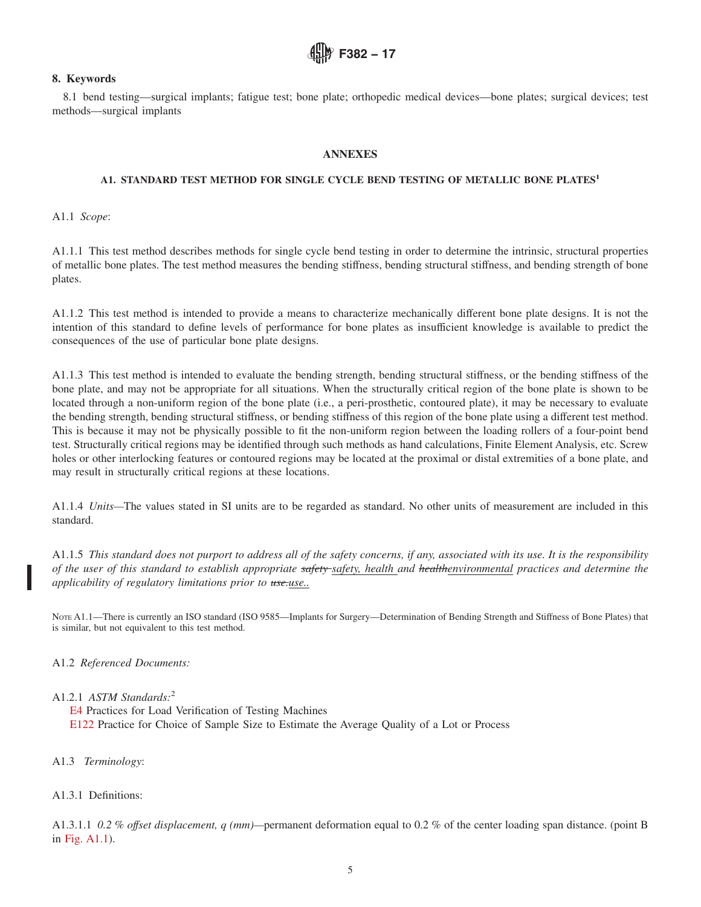## 8. Keywords

8.1 bend testing—surgical implants; fatigue test; bone plate; orthopedic medical devices—bone plates; surgical devices; test methods—surgical implants

## ANNEXES

### A1. STANDARD TEST METHOD FOR SINGLE CYCLE BEND TESTING OF METALLIC BONE PLATES[1]

A1.1 *Scope*:

A1.1.1 This test method describes methods for single cycle bend testing in order to determine the intrinsic, structural properties of metallic bone plates. The test method measures the bending stiffness, bending structural stiffness, and bending strength of bone plates.

A1.1.2 This test method is intended to provide a means to characterize mechanically different bone plate designs. It is not the intention of this standard to define levels of performance for bone plates as insufficient knowledge is available to predict the consequences of the use of particular bone plate designs.

A1.1.3 This test method is intended to evaluate the bending strength, bending structural stiffness, or the bending stiffness of the bone plate, and may not be appropriate for all situations. When the structurally critical region of the bone plate is shown to be located through a non-uniform region of the bone plate (i.e., a peri-prosthetic, contoured plate), it may be necessary to evaluate the bending strength, bending structural stiffness, or bending stiffness of this region of the bone plate using a different test method. This is because it may not be physically possible to fit the non-uniform region between the loading rollers of a four-point bend test. Structurally critical regions may be identified through such methods as hand calculations, Finite Element Analysis, etc. Screw holes or other interlocking features or contoured regions may be located at the proximal or distal extremities of a bone plate, and may result in structurally critical regions at these locations.

A1.1.4 *Units*—The values stated in SI units are to be regarded as standard. No other units of measurement are included in this standard.

A1.1.5 *This standard does not purport to address all of the safety concerns, if any, associated with its use. It is the responsibility of the user of this standard to establish appropriate ~~safety~~ safety, health and ~~health~~environmental practices and determine the applicability of regulatory limitations prior to ~~use.~~use..*

NOTE A1.1—There is currently an ISO standard (ISO 9585—Implants for Surgery—Determination of Bending Strength and Stiffness of Bone Plates) that is similar, but not equivalent to this test method.

A1.2 *Referenced Documents:*

A1.2.1 *ASTM Standards:*[2]
E4 Practices for Load Verification of Testing Machines
E122 Practice for Choice of Sample Size to Estimate the Average Quality of a Lot or Process

A1.3 *Terminology*:

A1.3.1 Definitions:

A1.3.1.1 *0.2 % offset displacement, q (mm)*—permanent deformation equal to 0.2 % of the center loading span distance. (point B in Fig. A1.1).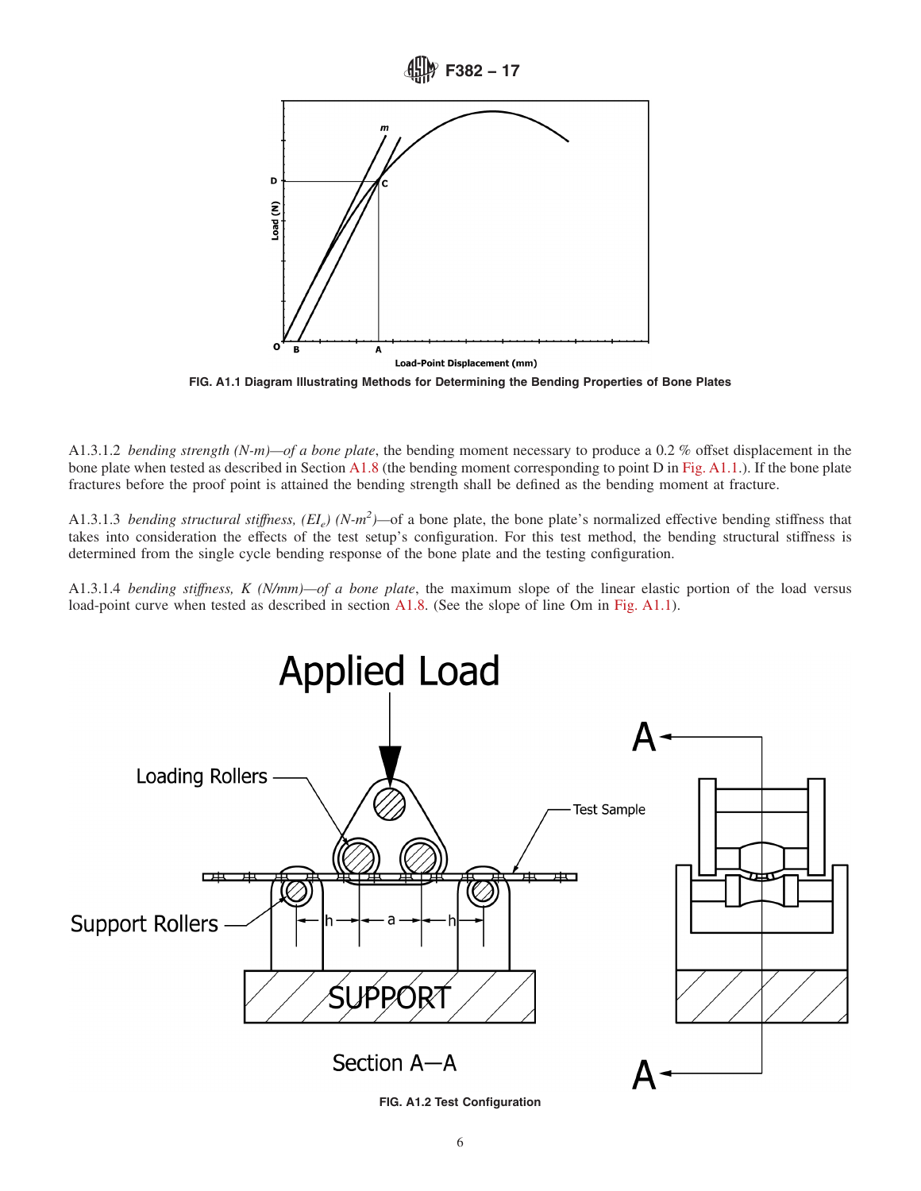FIG. A1.1 Diagram Illustrating Methods for Determining the Bending Properties of Bone Plates

A1.3.1.2 *bending strength (N-m)—of a bone plate*, the bending moment necessary to produce a 0.2 % offset displacement in the bone plate when tested as described in Section A1.8 (the bending moment corresponding to point D in Fig. A1.1.). If the bone plate fractures before the proof point is attained the bending strength shall be defined as the bending moment at fracture.

A1.3.1.3 *bending structural stiffness, ($EI_e$) (N-m$^2$)—of a bone plate*, the bone plate's normalized effective bending stiffness that takes into consideration the effects of the test setup's configuration. For this test method, the bending structural stiffness is determined from the single cycle bending response of the bone plate and the testing configuration.

A1.3.1.4 *bending stiffness, K (N/mm)—of a bone plate*, the maximum slope of the linear elastic portion of the load versus load-point curve when tested as described in section A1.8. (See the slope of line Om in Fig. A1.1).

FIG. A1.2 Test Configuration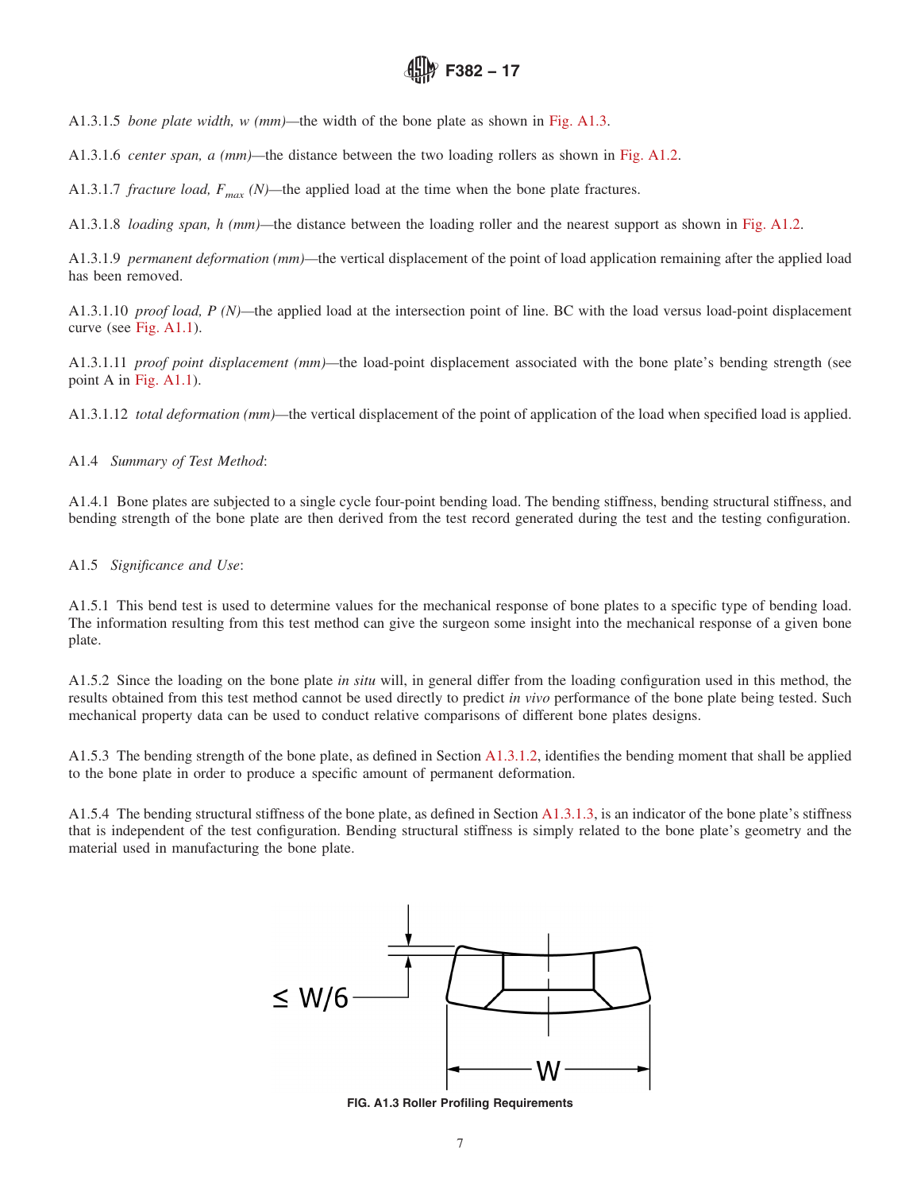A1.3.1.5 *bone plate width, w (mm)*—the width of the bone plate as shown in Fig. A1.3.

A1.3.1.6 *center span, a (mm)*—the distance between the two loading rollers as shown in Fig. A1.2.

A1.3.1.7 *fracture load, $F_{max}$ (N)*—the applied load at the time when the bone plate fractures.

A1.3.1.8 *loading span, h (mm)*—the distance between the loading roller and the nearest support as shown in Fig. A1.2.

A1.3.1.9 *permanent deformation (mm)*—the vertical displacement of the point of load application remaining after the applied load has been removed.

A1.3.1.10 *proof load, P (N)*—the applied load at the intersection point of line. BC with the load versus load-point displacement curve (see Fig. A1.1).

A1.3.1.11 *proof point displacement (mm)*—the load-point displacement associated with the bone plate's bending strength (see point A in Fig. A1.1).

A1.3.1.12 *total deformation (mm)*—the vertical displacement of the point of application of the load when specified load is applied.

A1.4 *Summary of Test Method*:

A1.4.1 Bone plates are subjected to a single cycle four-point bending load. The bending stiffness, bending structural stiffness, and bending strength of the bone plate are then derived from the test record generated during the test and the testing configuration.

A1.5 *Significance and Use*:

A1.5.1 This bend test is used to determine values for the mechanical response of bone plates to a specific type of bending load. The information resulting from this test method can give the surgeon some insight into the mechanical response of a given bone plate.

A1.5.2 Since the loading on the bone plate *in situ* will, in general differ from the loading configuration used in this method, the results obtained from this test method cannot be used directly to predict *in vivo* performance of the bone plate being tested. Such mechanical property data can be used to conduct relative comparisons of different bone plates designs.

A1.5.3 The bending strength of the bone plate, as defined in Section A1.3.1.2, identifies the bending moment that shall be applied to the bone plate in order to produce a specific amount of permanent deformation.

A1.5.4 The bending structural stiffness of the bone plate, as defined in Section A1.3.1.3, is an indicator of the bone plate's stiffness that is independent of the test configuration. Bending structural stiffness is simply related to the bone plate's geometry and the material used in manufacturing the bone plate.

$\leq W/6$

W

**FIG. A1.3 Roller Profiling Requirements**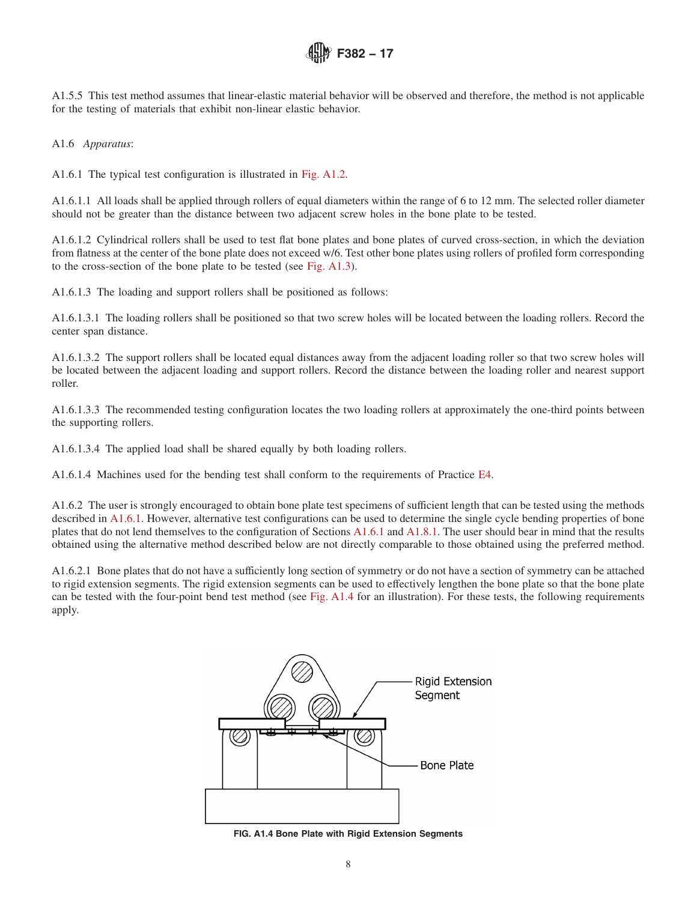A1.5.5 This test method assumes that linear-elastic material behavior will be observed and therefore, the method is not applicable for the testing of materials that exhibit non-linear elastic behavior.

A1.6 *Apparatus*:

A1.6.1 The typical test configuration is illustrated in Fig. A1.2.

A1.6.1.1 All loads shall be applied through rollers of equal diameters within the range of 6 to 12 mm. The selected roller diameter should not be greater than the distance between two adjacent screw holes in the bone plate to be tested.

A1.6.1.2 Cylindrical rollers shall be used to test flat bone plates and bone plates of curved cross-section, in which the deviation from flatness at the center of the bone plate does not exceed w/6. Test other bone plates using rollers of profiled form corresponding to the cross-section of the bone plate to be tested (see Fig. A1.3).

A1.6.1.3 The loading and support rollers shall be positioned as follows:

A1.6.1.3.1 The loading rollers shall be positioned so that two screw holes will be located between the loading rollers. Record the center span distance.

A1.6.1.3.2 The support rollers shall be located equal distances away from the adjacent loading roller so that two screw holes will be located between the adjacent loading and support rollers. Record the distance between the loading roller and nearest support roller.

A1.6.1.3.3 The recommended testing configuration locates the two loading rollers at approximately the one-third points between the supporting rollers.

A1.6.1.3.4 The applied load shall be shared equally by both loading rollers.

A1.6.1.4 Machines used for the bending test shall conform to the requirements of Practice E4.

A1.6.2 The user is strongly encouraged to obtain bone plate test specimens of sufficient length that can be tested using the methods described in A1.6.1. However, alternative test configurations can be used to determine the single cycle bending properties of bone plates that do not lend themselves to the configuration of Sections A1.6.1 and A1.8.1. The user should bear in mind that the results obtained using the alternative method described below are not directly comparable to those obtained using the preferred method.

A1.6.2.1 Bone plates that do not have a sufficiently long section of symmetry or do not have a section of symmetry can be attached to rigid extension segments. The rigid extension segments can be used to effectively lengthen the bone plate so that the bone plate can be tested with the four-point bend test method (see Fig. A1.4 for an illustration). For these tests, the following requirements apply.

Rigid Extension Segment

Bone Plate

**FIG. A1.4 Bone Plate with Rigid Extension Segments**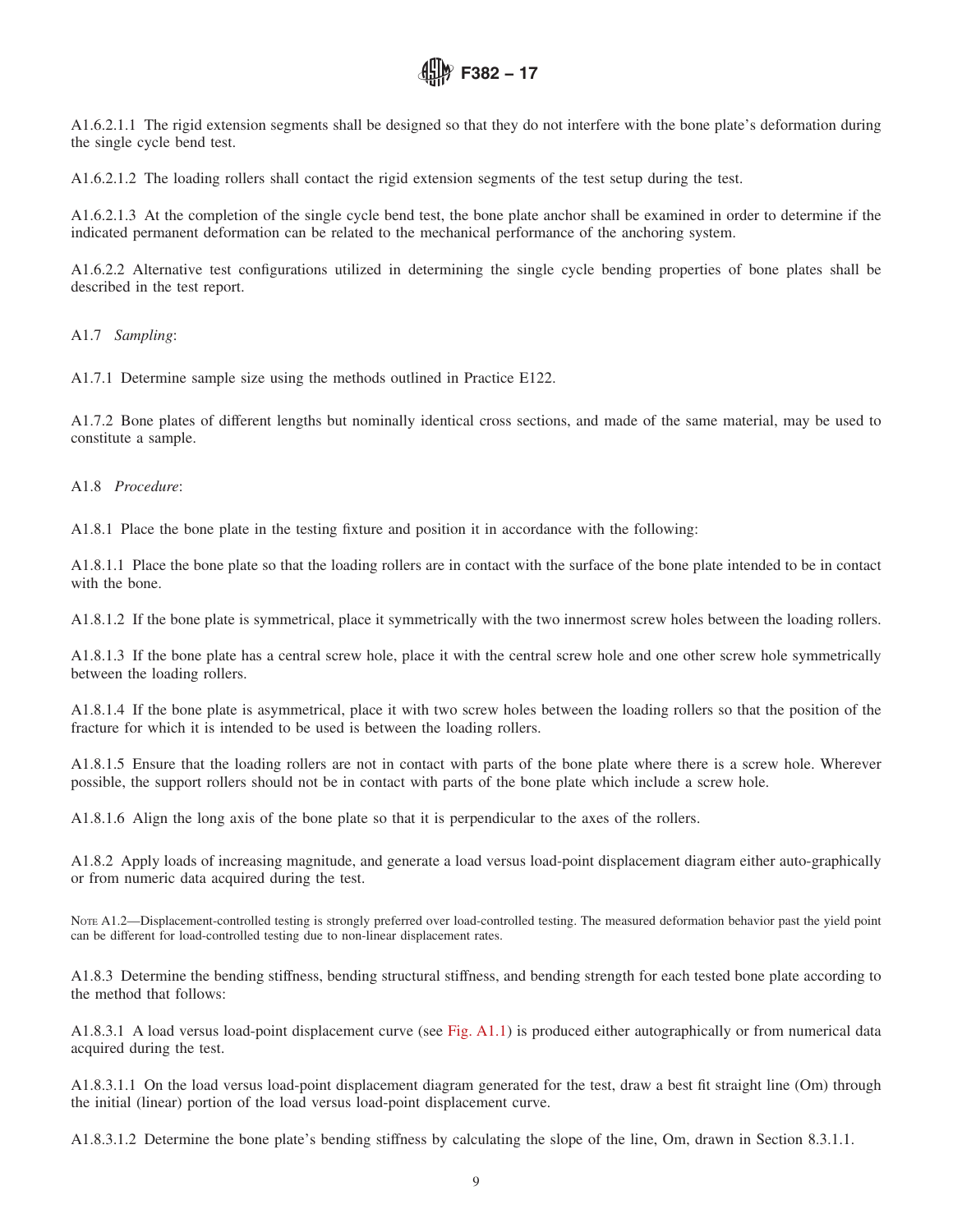A1.6.2.1.1 The rigid extension segments shall be designed so that they do not interfere with the bone plate's deformation during the single cycle bend test.

A1.6.2.1.2 The loading rollers shall contact the rigid extension segments of the test setup during the test.

A1.6.2.1.3 At the completion of the single cycle bend test, the bone plate anchor shall be examined in order to determine if the indicated permanent deformation can be related to the mechanical performance of the anchoring system.

A1.6.2.2 Alternative test configurations utilized in determining the single cycle bending properties of bone plates shall be described in the test report.

A1.7 *Sampling*:

A1.7.1 Determine sample size using the methods outlined in Practice E122.

A1.7.2 Bone plates of different lengths but nominally identical cross sections, and made of the same material, may be used to constitute a sample.

A1.8 *Procedure*:

A1.8.1 Place the bone plate in the testing fixture and position it in accordance with the following:

A1.8.1.1 Place the bone plate so that the loading rollers are in contact with the surface of the bone plate intended to be in contact with the bone.

A1.8.1.2 If the bone plate is symmetrical, place it symmetrically with the two innermost screw holes between the loading rollers.

A1.8.1.3 If the bone plate has a central screw hole, place it with the central screw hole and one other screw hole symmetrically between the loading rollers.

A1.8.1.4 If the bone plate is asymmetrical, place it with two screw holes between the loading rollers so that the position of the fracture for which it is intended to be used is between the loading rollers.

A1.8.1.5 Ensure that the loading rollers are not in contact with parts of the bone plate where there is a screw hole. Wherever possible, the support rollers should not be in contact with parts of the bone plate which include a screw hole.

A1.8.1.6 Align the long axis of the bone plate so that it is perpendicular to the axes of the rollers.

A1.8.2 Apply loads of increasing magnitude, and generate a load versus load-point displacement diagram either auto-graphically or from numeric data acquired during the test.

NOTE A1.2—Displacement-controlled testing is strongly preferred over load-controlled testing. The measured deformation behavior past the yield point can be different for load-controlled testing due to non-linear displacement rates.

A1.8.3 Determine the bending stiffness, bending structural stiffness, and bending strength for each tested bone plate according to the method that follows:

A1.8.3.1 A load versus load-point displacement curve (see Fig. A1.1) is produced either autographically or from numerical data acquired during the test.

A1.8.3.1.1 On the load versus load-point displacement diagram generated for the test, draw a best fit straight line (Om) through the initial (linear) portion of the load versus load-point displacement curve.

A1.8.3.1.2 Determine the bone plate's bending stiffness by calculating the slope of the line, Om, drawn in Section 8.3.1.1.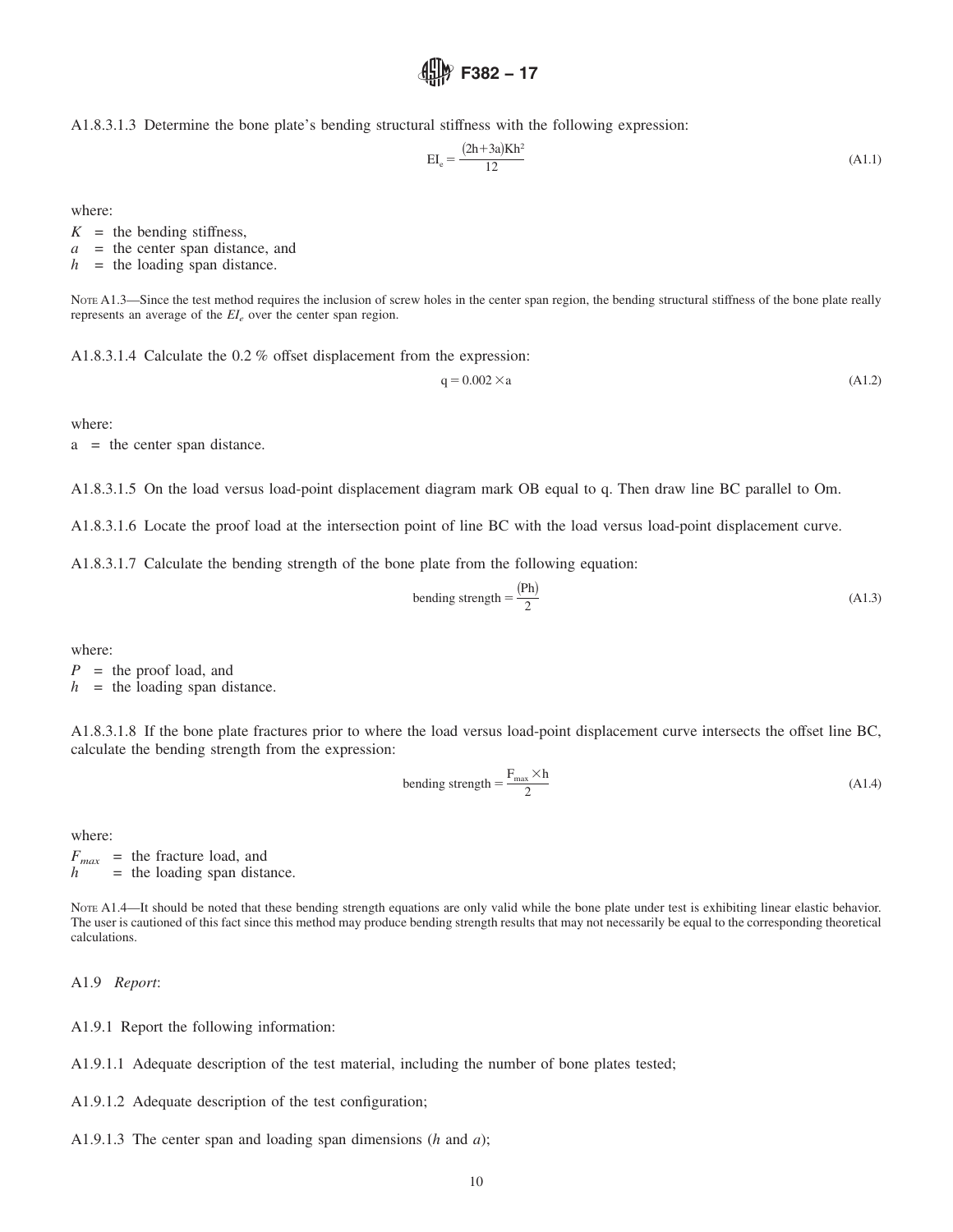A1.8.3.1.3 Determine the bone plate's bending structural stiffness with the following expression:

$$EI_e = \frac{(2h+3a)Kh^2}{12} \tag{A1.1}$$

where:

$K$ = the bending stiffness,
$a$ = the center span distance, and
$h$ = the loading span distance.

NOTE A1.3—Since the test method requires the inclusion of screw holes in the center span region, the bending structural stiffness of the bone plate really represents an average of the $EI_e$ over the center span region.

A1.8.3.1.4 Calculate the 0.2 % offset displacement from the expression:

$$q = 0.002 \times a \tag{A1.2}$$

where:

a = the center span distance.

A1.8.3.1.5 On the load versus load-point displacement diagram mark OB equal to q. Then draw line BC parallel to Om.

A1.8.3.1.6 Locate the proof load at the intersection point of line BC with the load versus load-point displacement curve.

A1.8.3.1.7 Calculate the bending strength of the bone plate from the following equation:

$$\text{bending strength} = \frac{(Ph)}{2} \tag{A1.3}$$

where:

$P$ = the proof load, and
$h$ = the loading span distance.

A1.8.3.1.8 If the bone plate fractures prior to where the load versus load-point displacement curve intersects the offset line BC, calculate the bending strength from the expression:

$$\text{bending strength} = \frac{F_{max} \times h}{2} \tag{A1.4}$$

where:

$F_{max}$ = the fracture load, and
$h$ = the loading span distance.

NOTE A1.4—It should be noted that these bending strength equations are only valid while the bone plate under test is exhibiting linear elastic behavior. The user is cautioned of this fact since this method may produce bending strength results that may not necessarily be equal to the corresponding theoretical calculations.

A1.9 *Report*:

A1.9.1 Report the following information:

A1.9.1.1 Adequate description of the test material, including the number of bone plates tested;

A1.9.1.2 Adequate description of the test configuration;

A1.9.1.3 The center span and loading span dimensions ($h$ and $a$);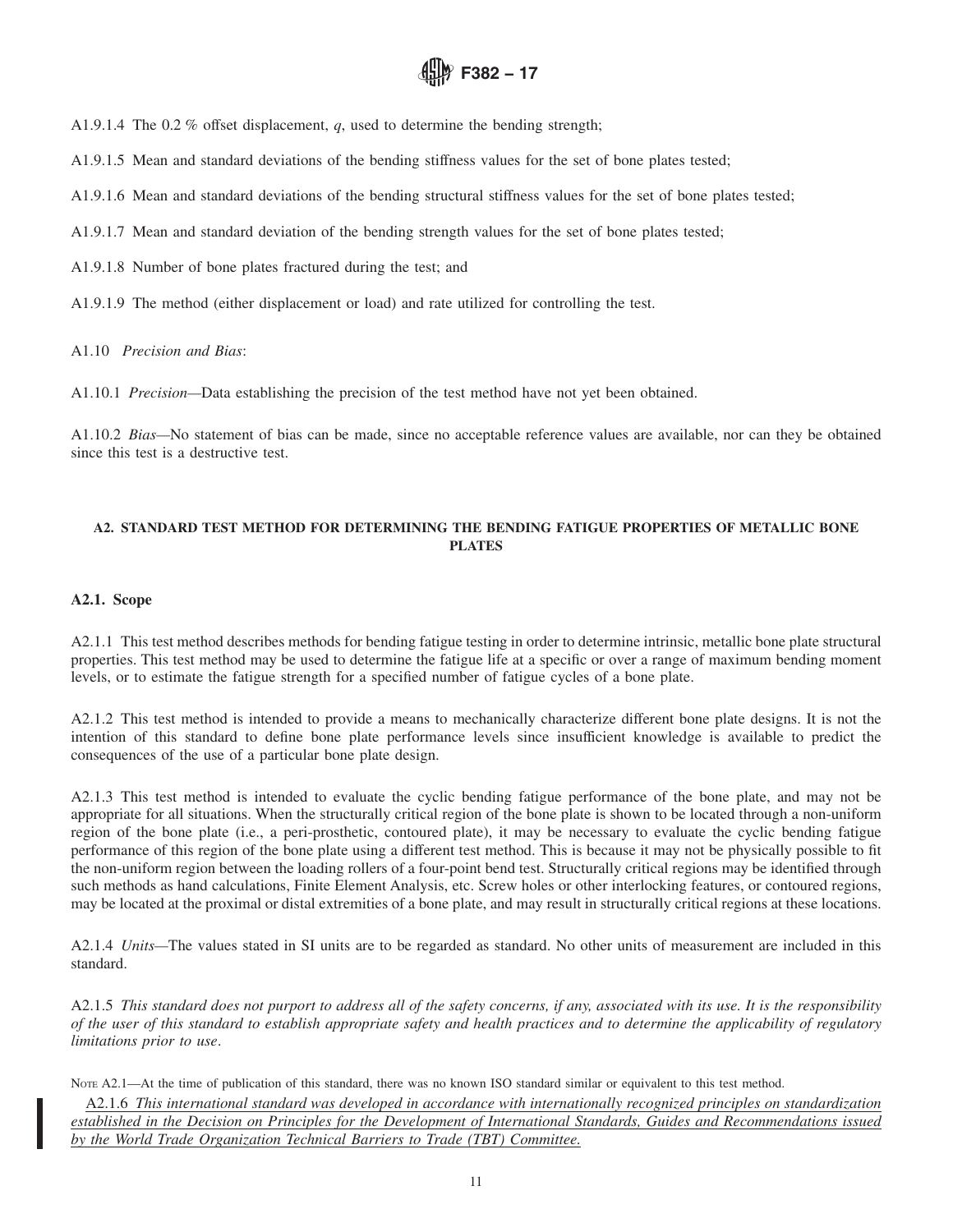A1.9.1.4 The 0.2 % offset displacement, $q$, used to determine the bending strength;

A1.9.1.5 Mean and standard deviations of the bending stiffness values for the set of bone plates tested;

A1.9.1.6 Mean and standard deviations of the bending structural stiffness values for the set of bone plates tested;

A1.9.1.7 Mean and standard deviation of the bending strength values for the set of bone plates tested;

A1.9.1.8 Number of bone plates fractured during the test; and

A1.9.1.9 The method (either displacement or load) and rate utilized for controlling the test.

A1.10 *Precision and Bias*:

A1.10.1 *Precision*—Data establishing the precision of the test method have not yet been obtained.

A1.10.2 *Bias*—No statement of bias can be made, since no acceptable reference values are available, nor can they be obtained since this test is a destructive test.

## A2. STANDARD TEST METHOD FOR DETERMINING THE BENDING FATIGUE PROPERTIES OF METALLIC BONE PLATES

### A2.1. Scope

A2.1.1 This test method describes methods for bending fatigue testing in order to determine intrinsic, metallic bone plate structural properties. This test method may be used to determine the fatigue life at a specific or over a range of maximum bending moment levels, or to estimate the fatigue strength for a specified number of fatigue cycles of a bone plate.

A2.1.2 This test method is intended to provide a means to mechanically characterize different bone plate designs. It is not the intention of this standard to define bone plate performance levels since insufficient knowledge is available to predict the consequences of the use of a particular bone plate design.

A2.1.3 This test method is intended to evaluate the cyclic bending fatigue performance of the bone plate, and may not be appropriate for all situations. When the structurally critical region of the bone plate is shown to be located through a non-uniform region of the bone plate (i.e., a peri-prosthetic, contoured plate), it may be necessary to evaluate the cyclic bending fatigue performance of this region of the bone plate using a different test method. This is because it may not be physically possible to fit the non-uniform region between the loading rollers of a four-point bend test. Structurally critical regions may be identified through such methods as hand calculations, Finite Element Analysis, etc. Screw holes or other interlocking features, or contoured regions, may be located at the proximal or distal extremities of a bone plate, and may result in structurally critical regions at these locations.

A2.1.4 *Units*—The values stated in SI units are to be regarded as standard. No other units of measurement are included in this standard.

A2.1.5 *This standard does not purport to address all of the safety concerns, if any, associated with its use. It is the responsibility of the user of this standard to establish appropriate safety and health practices and to determine the applicability of regulatory limitations prior to use.*

NOTE A2.1—At the time of publication of this standard, there was no known ISO standard similar or equivalent to this test method.

A2.1.6 *This international standard was developed in accordance with internationally recognized principles on standardization established in the Decision on Principles for the Development of International Standards, Guides and Recommendations issued by the World Trade Organization Technical Barriers to Trade (TBT) Committee.*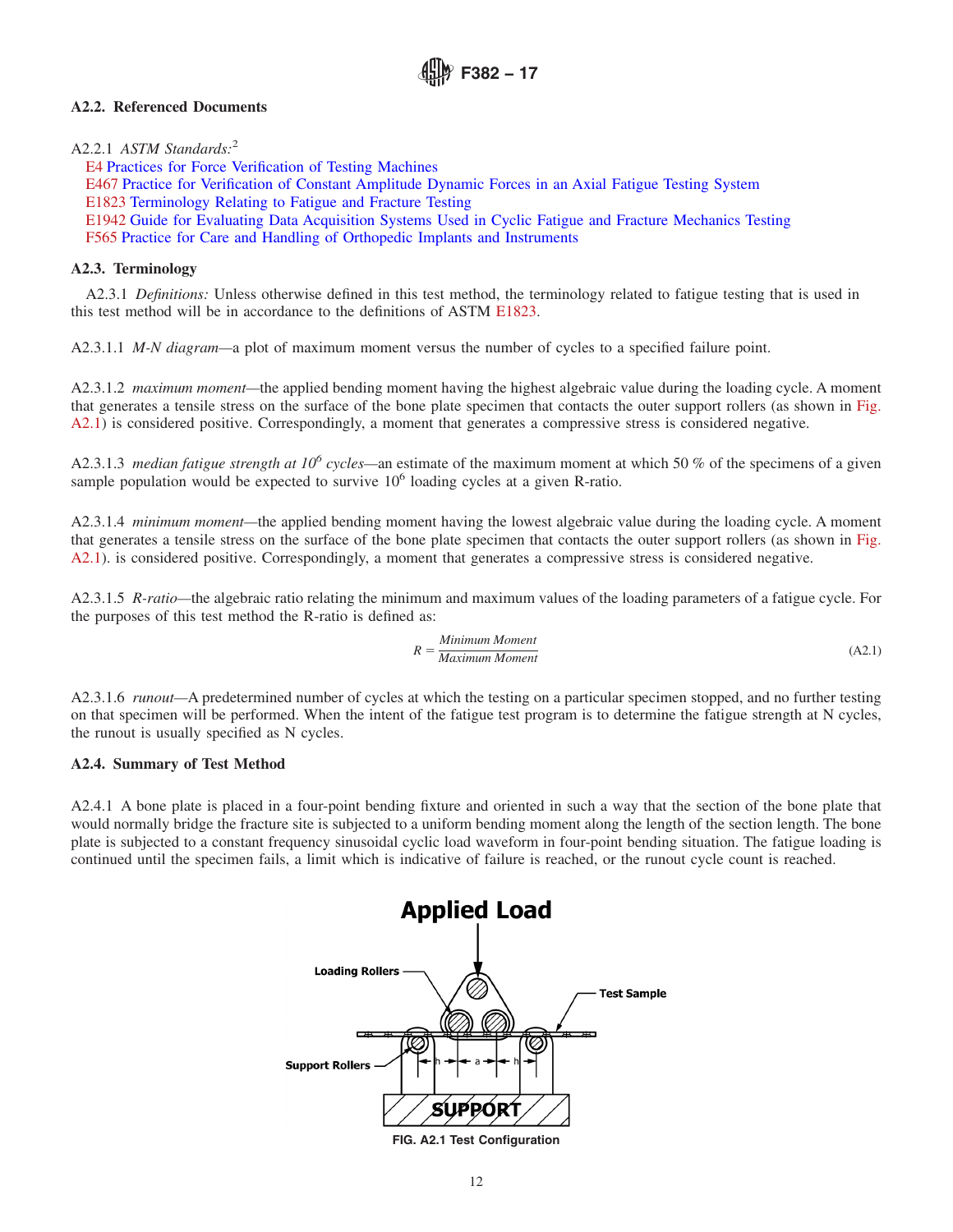## A2.2. Referenced Documents

A2.2.1 *ASTM Standards:*[2]

E4 Practices for Force Verification of Testing Machines
E467 Practice for Verification of Constant Amplitude Dynamic Forces in an Axial Fatigue Testing System
E1823 Terminology Relating to Fatigue and Fracture Testing
E1942 Guide for Evaluating Data Acquisition Systems Used in Cyclic Fatigue and Fracture Mechanics Testing
F565 Practice for Care and Handling of Orthopedic Implants and Instruments

## A2.3. Terminology

A2.3.1 *Definitions:* Unless otherwise defined in this test method, the terminology related to fatigue testing that is used in this test method will be in accordance to the definitions of ASTM E1823.

A2.3.1.1 *M-N diagram*—a plot of maximum moment versus the number of cycles to a specified failure point.

A2.3.1.2 *maximum moment*—the applied bending moment having the highest algebraic value during the loading cycle. A moment that generates a tensile stress on the surface of the bone plate specimen that contacts the outer support rollers (as shown in Fig. A2.1) is considered positive. Correspondingly, a moment that generates a compressive stress is considered negative.

A2.3.1.3 *median fatigue strength at $10^6$ cycles*—an estimate of the maximum moment at which 50 % of the specimens of a given sample population would be expected to survive $10^6$ loading cycles at a given R-ratio.

A2.3.1.4 *minimum moment*—the applied bending moment having the lowest algebraic value during the loading cycle. A moment that generates a tensile stress on the surface of the bone plate specimen that contacts the outer support rollers (as shown in Fig. A2.1). is considered positive. Correspondingly, a moment that generates a compressive stress is considered negative.

A2.3.1.5 *R-ratio*—the algebraic ratio relating the minimum and maximum values of the loading parameters of a fatigue cycle. For the purposes of this test method the R-ratio is defined as:

$$R = \frac{Minimum\ Moment}{Maximum\ Moment} \tag{A2.1}$$

A2.3.1.6 *runout*—A predetermined number of cycles at which the testing on a particular specimen stopped, and no further testing on that specimen will be performed. When the intent of the fatigue test program is to determine the fatigue strength at N cycles, the runout is usually specified as N cycles.

## A2.4. Summary of Test Method

A2.4.1 A bone plate is placed in a four-point bending fixture and oriented in such a way that the section of the bone plate that would normally bridge the fracture site is subjected to a uniform bending moment along the length of the section length. The bone plate is subjected to a constant frequency sinusoidal cyclic load waveform in four-point bending situation. The fatigue loading is continued until the specimen fails, a limit which is indicative of failure is reached, or the runout cycle count is reached.

FIG. A2.1 Test Configuration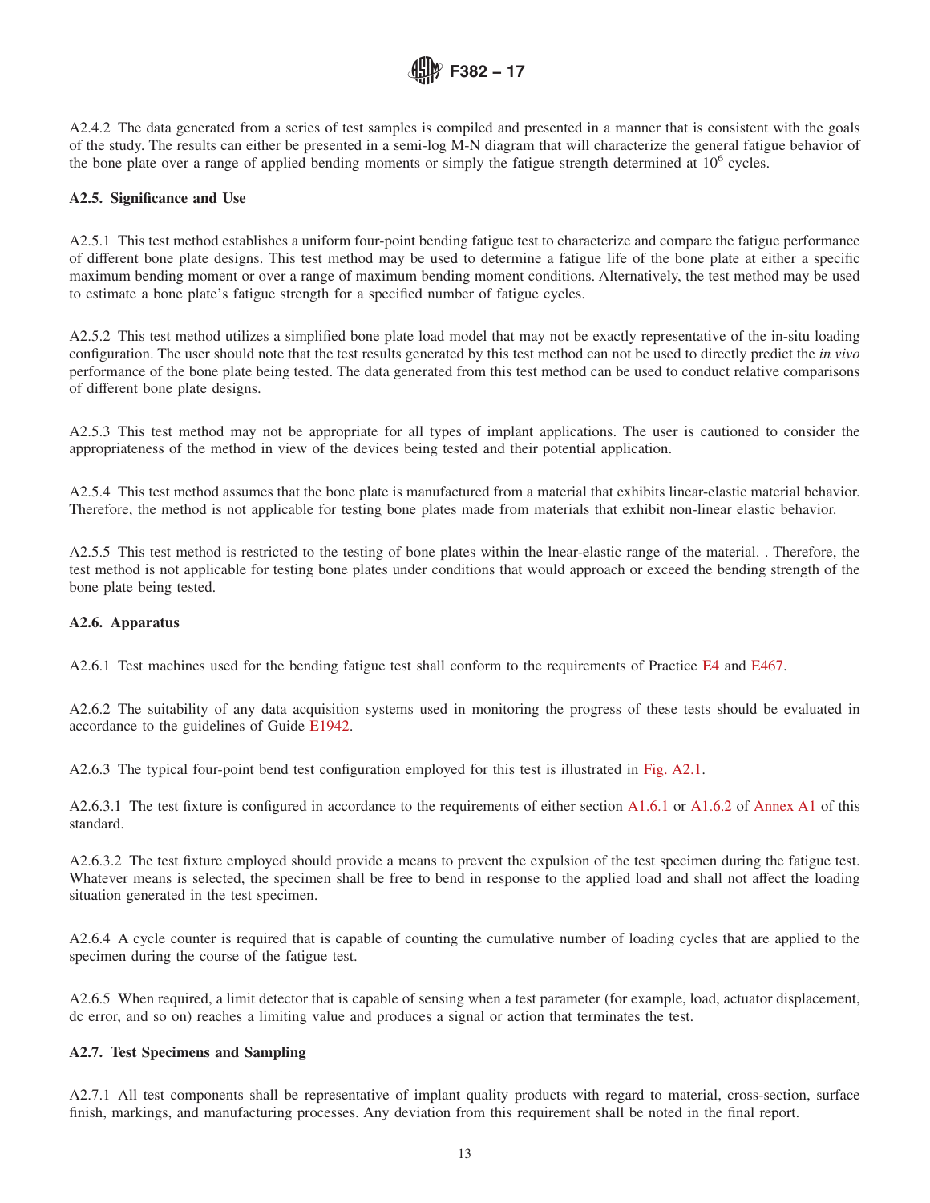A2.4.2 The data generated from a series of test samples is compiled and presented in a manner that is consistent with the goals of the study. The results can either be presented in a semi-log M-N diagram that will characterize the general fatigue behavior of the bone plate over a range of applied bending moments or simply the fatigue strength determined at $10^6$ cycles.

**A2.5. Significance and Use**

A2.5.1 This test method establishes a uniform four-point bending fatigue test to characterize and compare the fatigue performance of different bone plate designs. This test method may be used to determine a fatigue life of the bone plate at either a specific maximum bending moment or over a range of maximum bending moment conditions. Alternatively, the test method may be used to estimate a bone plate's fatigue strength for a specified number of fatigue cycles.

A2.5.2 This test method utilizes a simplified bone plate load model that may not be exactly representative of the in-situ loading configuration. The user should note that the test results generated by this test method can not be used to directly predict the *in vivo* performance of the bone plate being tested. The data generated from this test method can be used to conduct relative comparisons of different bone plate designs.

A2.5.3 This test method may not be appropriate for all types of implant applications. The user is cautioned to consider the appropriateness of the method in view of the devices being tested and their potential application.

A2.5.4 This test method assumes that the bone plate is manufactured from a material that exhibits linear-elastic material behavior. Therefore, the method is not applicable for testing bone plates made from materials that exhibit non-linear elastic behavior.

A2.5.5 This test method is restricted to the testing of bone plates within the lnear-elastic range of the material. . Therefore, the test method is not applicable for testing bone plates under conditions that would approach or exceed the bending strength of the bone plate being tested.

**A2.6. Apparatus**

A2.6.1 Test machines used for the bending fatigue test shall conform to the requirements of Practice E4 and E467.

A2.6.2 The suitability of any data acquisition systems used in monitoring the progress of these tests should be evaluated in accordance to the guidelines of Guide E1942.

A2.6.3 The typical four-point bend test configuration employed for this test is illustrated in Fig. A2.1.

A2.6.3.1 The test fixture is configured in accordance to the requirements of either section A1.6.1 or A1.6.2 of Annex A1 of this standard.

A2.6.3.2 The test fixture employed should provide a means to prevent the expulsion of the test specimen during the fatigue test. Whatever means is selected, the specimen shall be free to bend in response to the applied load and shall not affect the loading situation generated in the test specimen.

A2.6.4 A cycle counter is required that is capable of counting the cumulative number of loading cycles that are applied to the specimen during the course of the fatigue test.

A2.6.5 When required, a limit detector that is capable of sensing when a test parameter (for example, load, actuator displacement, dc error, and so on) reaches a limiting value and produces a signal or action that terminates the test.

**A2.7. Test Specimens and Sampling**

A2.7.1 All test components shall be representative of implant quality products with regard to material, cross-section, surface finish, markings, and manufacturing processes. Any deviation from this requirement shall be noted in the final report.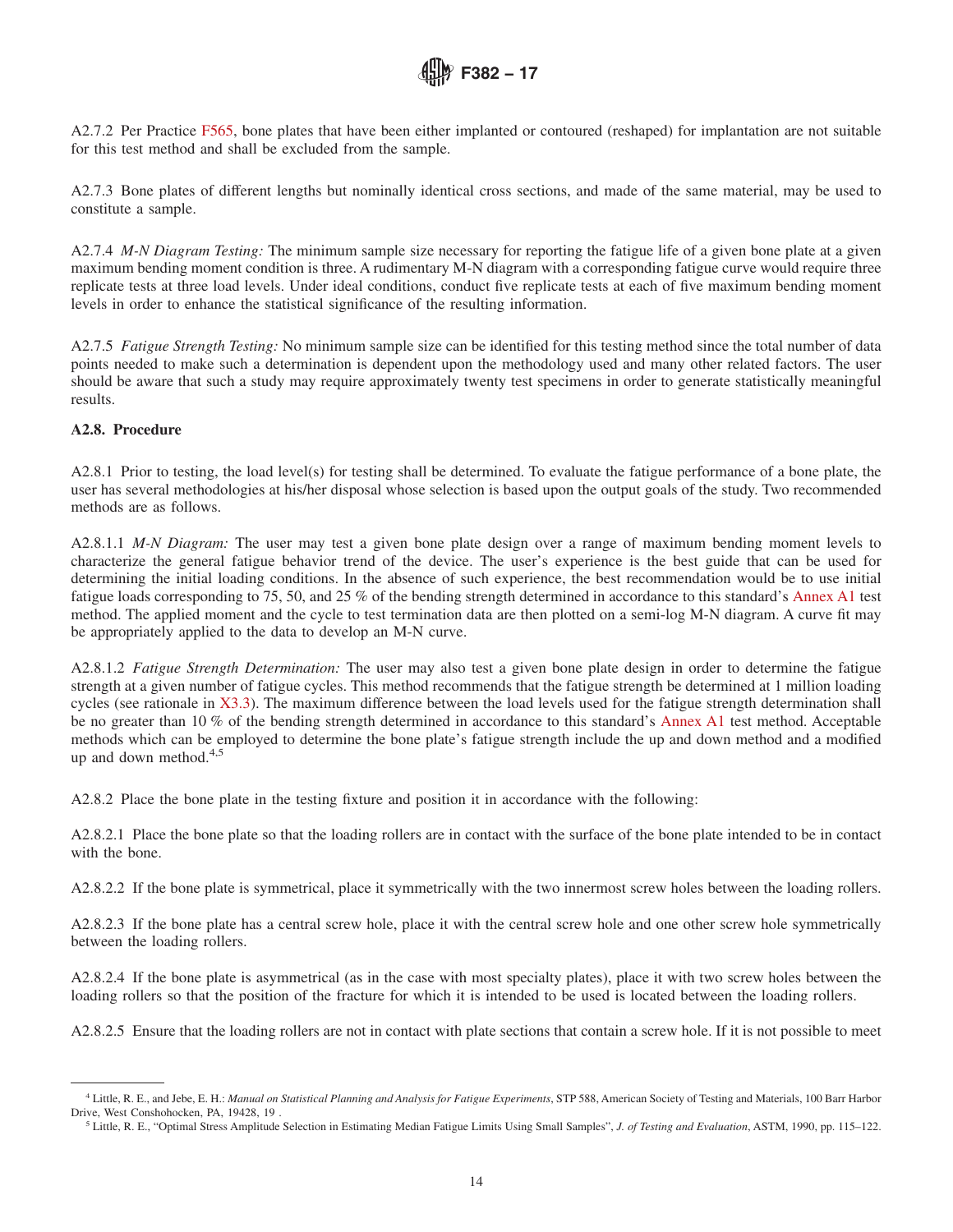A2.7.2 Per Practice F565, bone plates that have been either implanted or contoured (reshaped) for implantation are not suitable for this test method and shall be excluded from the sample.

A2.7.3 Bone plates of different lengths but nominally identical cross sections, and made of the same material, may be used to constitute a sample.

A2.7.4 *M-N Diagram Testing:* The minimum sample size necessary for reporting the fatigue life of a given bone plate at a given maximum bending moment condition is three. A rudimentary M-N diagram with a corresponding fatigue curve would require three replicate tests at three load levels. Under ideal conditions, conduct five replicate tests at each of five maximum bending moment levels in order to enhance the statistical significance of the resulting information.

A2.7.5 *Fatigue Strength Testing:* No minimum sample size can be identified for this testing method since the total number of data points needed to make such a determination is dependent upon the methodology used and many other related factors. The user should be aware that such a study may require approximately twenty test specimens in order to generate statistically meaningful results.

**A2.8. Procedure**

A2.8.1 Prior to testing, the load level(s) for testing shall be determined. To evaluate the fatigue performance of a bone plate, the user has several methodologies at his/her disposal whose selection is based upon the output goals of the study. Two recommended methods are as follows.

A2.8.1.1 *M-N Diagram:* The user may test a given bone plate design over a range of maximum bending moment levels to characterize the general fatigue behavior trend of the device. The user's experience is the best guide that can be used for determining the initial loading conditions. In the absence of such experience, the best recommendation would be to use initial fatigue loads corresponding to 75, 50, and 25 % of the bending strength determined in accordance to this standard's Annex A1 test method. The applied moment and the cycle to test termination data are then plotted on a semi-log M-N diagram. A curve fit may be appropriately applied to the data to develop an M-N curve.

A2.8.1.2 *Fatigue Strength Determination:* The user may also test a given bone plate design in order to determine the fatigue strength at a given number of fatigue cycles. This method recommends that the fatigue strength be determined at 1 million loading cycles (see rationale in X3.3). The maximum difference between the load levels used for the fatigue strength determination shall be no greater than 10 % of the bending strength determined in accordance to this standard's Annex A1 test method. Acceptable methods which can be employed to determine the bone plate's fatigue strength include the up and down method and a modified up and down method.[4,5]

A2.8.2 Place the bone plate in the testing fixture and position it in accordance with the following:

A2.8.2.1 Place the bone plate so that the loading rollers are in contact with the surface of the bone plate intended to be in contact with the bone.

A2.8.2.2 If the bone plate is symmetrical, place it symmetrically with the two innermost screw holes between the loading rollers.

A2.8.2.3 If the bone plate has a central screw hole, place it with the central screw hole and one other screw hole symmetrically between the loading rollers.

A2.8.2.4 If the bone plate is asymmetrical (as in the case with most specialty plates), place it with two screw holes between the loading rollers so that the position of the fracture for which it is intended to be used is located between the loading rollers.

A2.8.2.5 Ensure that the loading rollers are not in contact with plate sections that contain a screw hole. If it is not possible to meet

---

[4] Little, R. E., and Jebe, E. H.: *Manual on Statistical Planning and Analysis for Fatigue Experiments*, STP 588, American Society of Testing and Materials, 100 Barr Harbor Drive, West Conshohocken, PA, 19428, 19 .

[5] Little, R. E., "Optimal Stress Amplitude Selection in Estimating Median Fatigue Limits Using Small Samples", *J. of Testing and Evaluation*, ASTM, 1990, pp. 115–122.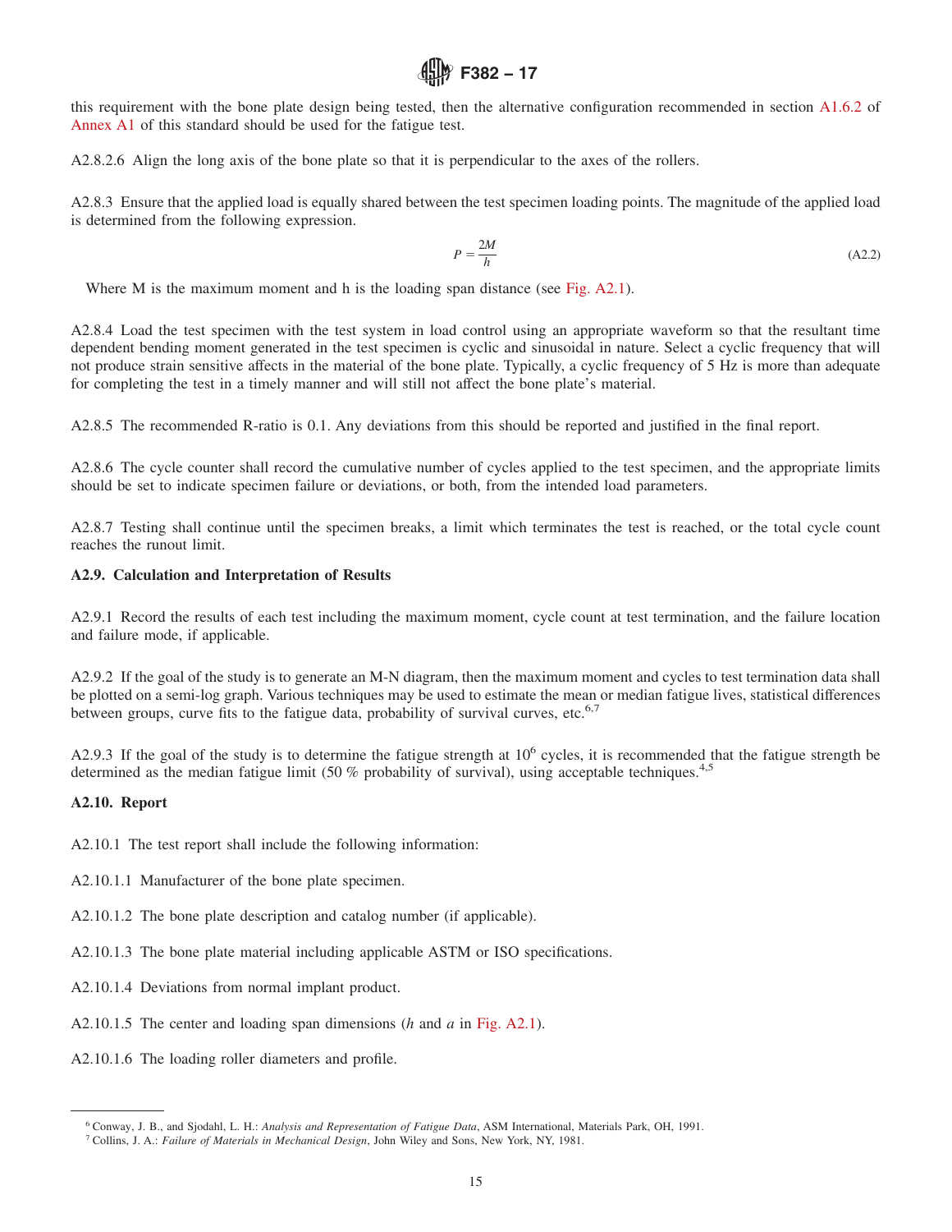this requirement with the bone plate design being tested, then the alternative configuration recommended in section A1.6.2 of Annex A1 of this standard should be used for the fatigue test.

A2.8.2.6 Align the long axis of the bone plate so that it is perpendicular to the axes of the rollers.

A2.8.3 Ensure that the applied load is equally shared between the test specimen loading points. The magnitude of the applied load is determined from the following expression.

$$P = \frac{2M}{h} \tag{A2.2}$$

Where M is the maximum moment and h is the loading span distance (see Fig. A2.1).

A2.8.4 Load the test specimen with the test system in load control using an appropriate waveform so that the resultant time dependent bending moment generated in the test specimen is cyclic and sinusoidal in nature. Select a cyclic frequency that will not produce strain sensitive affects in the material of the bone plate. Typically, a cyclic frequency of 5 Hz is more than adequate for completing the test in a timely manner and will still not affect the bone plate's material.

A2.8.5 The recommended R-ratio is 0.1. Any deviations from this should be reported and justified in the final report.

A2.8.6 The cycle counter shall record the cumulative number of cycles applied to the test specimen, and the appropriate limits should be set to indicate specimen failure or deviations, or both, from the intended load parameters.

A2.8.7 Testing shall continue until the specimen breaks, a limit which terminates the test is reached, or the total cycle count reaches the runout limit.

**A2.9. Calculation and Interpretation of Results**

A2.9.1 Record the results of each test including the maximum moment, cycle count at test termination, and the failure location and failure mode, if applicable.

A2.9.2 If the goal of the study is to generate an M-N diagram, then the maximum moment and cycles to test termination data shall be plotted on a semi-log graph. Various techniques may be used to estimate the mean or median fatigue lives, statistical differences between groups, curve fits to the fatigue data, probability of survival curves, etc.[6,7]

A2.9.3 If the goal of the study is to determine the fatigue strength at $10^6$ cycles, it is recommended that the fatigue strength be determined as the median fatigue limit (50 % probability of survival), using acceptable techniques.[4,5]

**A2.10. Report**

A2.10.1 The test report shall include the following information:

A2.10.1.1 Manufacturer of the bone plate specimen.

A2.10.1.2 The bone plate description and catalog number (if applicable).

A2.10.1.3 The bone plate material including applicable ASTM or ISO specifications.

A2.10.1.4 Deviations from normal implant product.

A2.10.1.5 The center and loading span dimensions ($h$ and $a$ in Fig. A2.1).

A2.10.1.6 The loading roller diameters and profile.

---

[6] Conway, J. B., and Sjodahl, L. H.: *Analysis and Representation of Fatigue Data*, ASM International, Materials Park, OH, 1991.

[7] Collins, J. A.: *Failure of Materials in Mechanical Design*, John Wiley and Sons, New York, NY, 1981.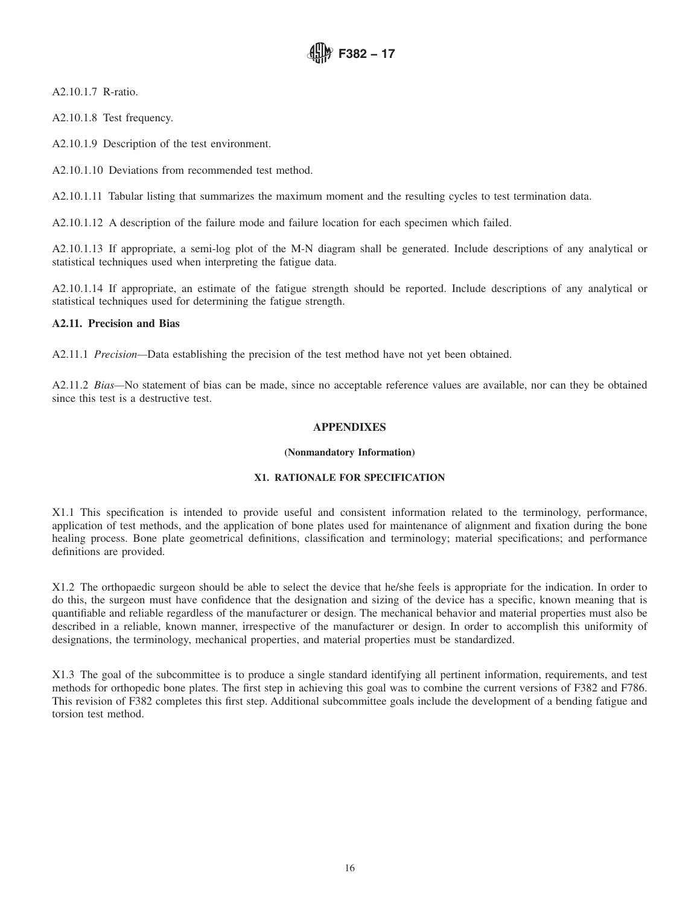A2.10.1.7 R-ratio.

A2.10.1.8 Test frequency.

A2.10.1.9 Description of the test environment.

A2.10.1.10 Deviations from recommended test method.

A2.10.1.11 Tabular listing that summarizes the maximum moment and the resulting cycles to test termination data.

A2.10.1.12 A description of the failure mode and failure location for each specimen which failed.

A2.10.1.13 If appropriate, a semi-log plot of the M-N diagram shall be generated. Include descriptions of any analytical or statistical techniques used when interpreting the fatigue data.

A2.10.1.14 If appropriate, an estimate of the fatigue strength should be reported. Include descriptions of any analytical or statistical techniques used for determining the fatigue strength.

**A2.11. Precision and Bias**

A2.11.1 *Precision*—Data establishing the precision of the test method have not yet been obtained.

A2.11.2 *Bias*—No statement of bias can be made, since no acceptable reference values are available, nor can they be obtained since this test is a destructive test.

## APPENDIXES

**(Nonmandatory Information)**

### X1. RATIONALE FOR SPECIFICATION

X1.1 This specification is intended to provide useful and consistent information related to the terminology, performance, application of test methods, and the application of bone plates used for maintenance of alignment and fixation during the bone healing process. Bone plate geometrical definitions, classification and terminology; material specifications; and performance definitions are provided.

X1.2 The orthopaedic surgeon should be able to select the device that he/she feels is appropriate for the indication. In order to do this, the surgeon must have confidence that the designation and sizing of the device has a specific, known meaning that is quantifiable and reliable regardless of the manufacturer or design. The mechanical behavior and material properties must also be described in a reliable, known manner, irrespective of the manufacturer or design. In order to accomplish this uniformity of designations, the terminology, mechanical properties, and material properties must be standardized.

X1.3 The goal of the subcommittee is to produce a single standard identifying all pertinent information, requirements, and test methods for orthopedic bone plates. The first step in achieving this goal was to combine the current versions of F382 and F786. This revision of F382 completes this first step. Additional subcommittee goals include the development of a bending fatigue and torsion test method.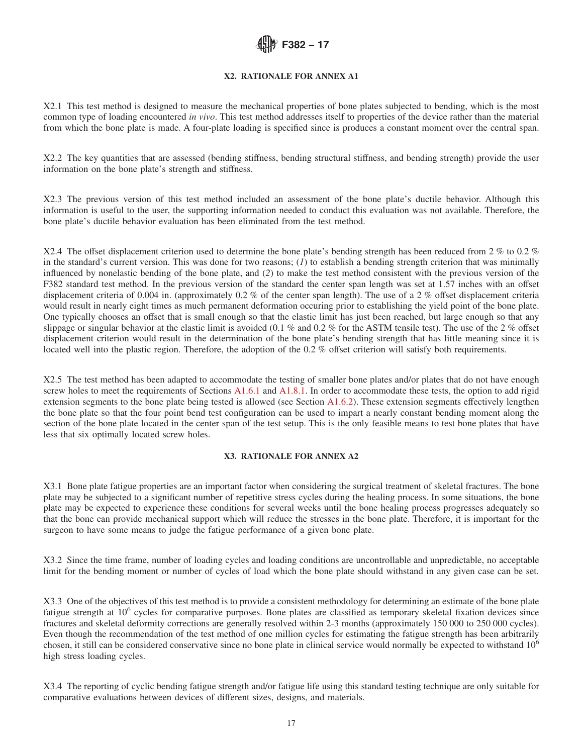## X2. RATIONALE FOR ANNEX A1

X2.1 This test method is designed to measure the mechanical properties of bone plates subjected to bending, which is the most common type of loading encountered *in vivo*. This test method addresses itself to properties of the device rather than the material from which the bone plate is made. A four-plate loading is specified since is produces a constant moment over the central span.

X2.2 The key quantities that are assessed (bending stiffness, bending structural stiffness, and bending strength) provide the user information on the bone plate's strength and stiffness.

X2.3 The previous version of this test method included an assessment of the bone plate's ductile behavior. Although this information is useful to the user, the supporting information needed to conduct this evaluation was not available. Therefore, the bone plate's ductile behavior evaluation has been eliminated from the test method.

X2.4 The offset displacement criterion used to determine the bone plate's bending strength has been reduced from 2 % to 0.2 % in the standard's current version. This was done for two reasons; (*1*) to establish a bending strength criterion that was minimally influenced by nonelastic bending of the bone plate, and (*2*) to make the test method consistent with the previous version of the F382 standard test method. In the previous version of the standard the center span length was set at 1.57 inches with an offset displacement criteria of 0.004 in. (approximately 0.2 % of the center span length). The use of a 2 % offset displacement criteria would result in nearly eight times as much permanent deformation occuring prior to establishing the yield point of the bone plate. One typically chooses an offset that is small enough so that the elastic limit has just been reached, but large enough so that any slippage or singular behavior at the elastic limit is avoided (0.1 % and 0.2 % for the ASTM tensile test). The use of the 2 % offset displacement criterion would result in the determination of the bone plate's bending strength that has little meaning since it is located well into the plastic region. Therefore, the adoption of the 0.2 % offset criterion will satisfy both requirements.

X2.5 The test method has been adapted to accommodate the testing of smaller bone plates and/or plates that do not have enough screw holes to meet the requirements of Sections A1.6.1 and A1.8.1. In order to accommodate these tests, the option to add rigid extension segments to the bone plate being tested is allowed (see Section A1.6.2). These extension segments effectively lengthen the bone plate so that the four point bend test configuration can be used to impart a nearly constant bending moment along the section of the bone plate located in the center span of the test setup. This is the only feasible means to test bone plates that have less that six optimally located screw holes.

## X3. RATIONALE FOR ANNEX A2

X3.1 Bone plate fatigue properties are an important factor when considering the surgical treatment of skeletal fractures. The bone plate may be subjected to a significant number of repetitive stress cycles during the healing process. In some situations, the bone plate may be expected to experience these conditions for several weeks until the bone healing process progresses adequately so that the bone can provide mechanical support which will reduce the stresses in the bone plate. Therefore, it is important for the surgeon to have some means to judge the fatigue performance of a given bone plate.

X3.2 Since the time frame, number of loading cycles and loading conditions are uncontrollable and unpredictable, no acceptable limit for the bending moment or number of cycles of load which the bone plate should withstand in any given case can be set.

X3.3 One of the objectives of this test method is to provide a consistent methodology for determining an estimate of the bone plate fatigue strength at $10^6$ cycles for comparative purposes. Bone plates are classified as temporary skeletal fixation devices since fractures and skeletal deformity corrections are generally resolved within 2-3 months (approximately 150 000 to 250 000 cycles). Even though the recommendation of the test method of one million cycles for estimating the fatigue strength has been arbitrarily chosen, it still can be considered conservative since no bone plate in clinical service would normally be expected to withstand $10^6$ high stress loading cycles.

X3.4 The reporting of cyclic bending fatigue strength and/or fatigue life using this standard testing technique are only suitable for comparative evaluations between devices of different sizes, designs, and materials.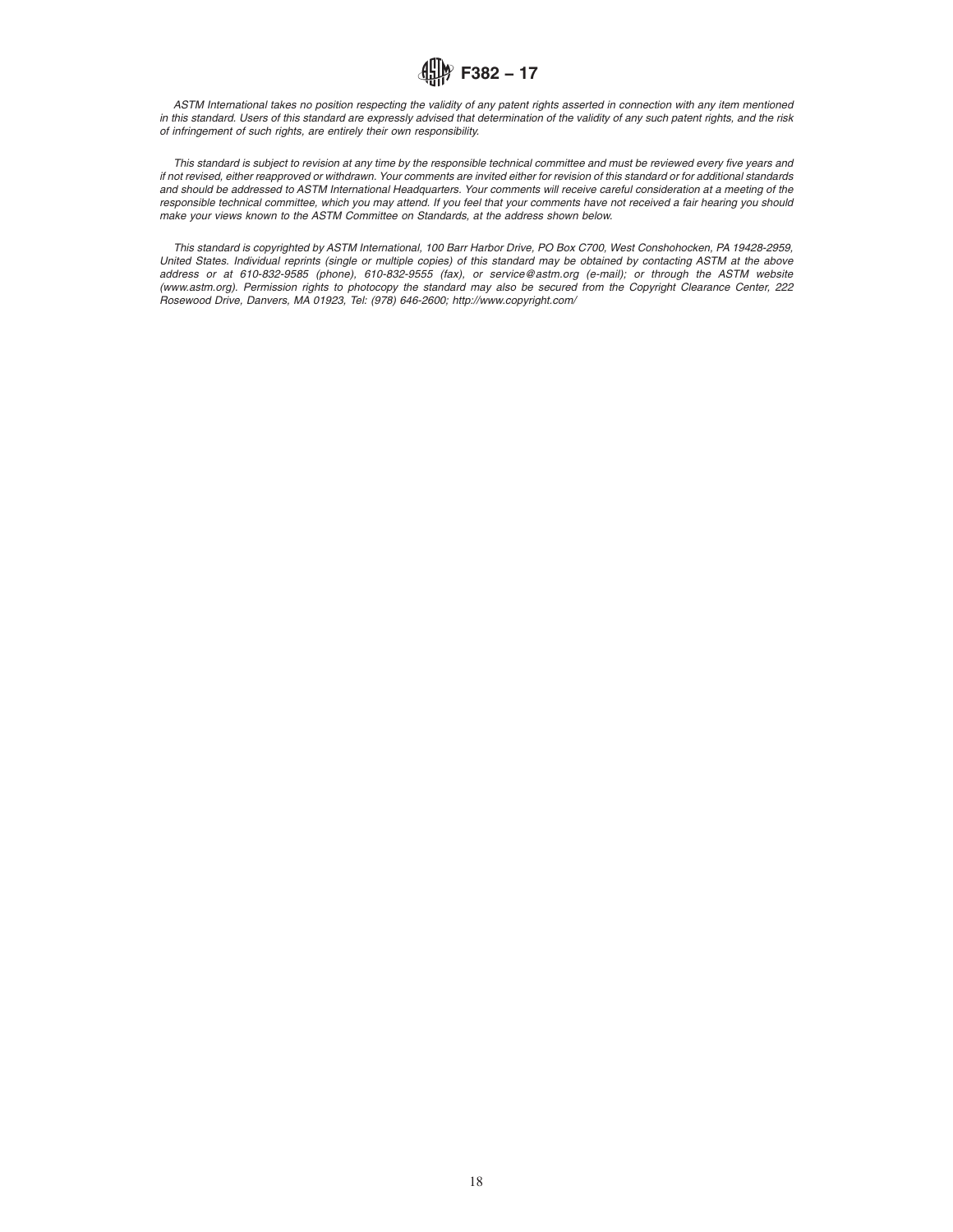*ASTM International takes no position respecting the validity of any patent rights asserted in connection with any item mentioned in this standard. Users of this standard are expressly advised that determination of the validity of any such patent rights, and the risk of infringement of such rights, are entirely their own responsibility.*

*This standard is subject to revision at any time by the responsible technical committee and must be reviewed every five years and if not revised, either reapproved or withdrawn. Your comments are invited either for revision of this standard or for additional standards and should be addressed to ASTM International Headquarters. Your comments will receive careful consideration at a meeting of the responsible technical committee, which you may attend. If you feel that your comments have not received a fair hearing you should make your views known to the ASTM Committee on Standards, at the address shown below.*

*This standard is copyrighted by ASTM International, 100 Barr Harbor Drive, PO Box C700, West Conshohocken, PA 19428-2959, United States. Individual reprints (single or multiple copies) of this standard may be obtained by contacting ASTM at the above address or at 610-832-9585 (phone), 610-832-9555 (fax), or service@astm.org (e-mail); or through the ASTM website (www.astm.org). Permission rights to photocopy the standard may also be secured from the Copyright Clearance Center, 222 Rosewood Drive, Danvers, MA 01923, Tel: (978) 646-2600; http://www.copyright.com/*